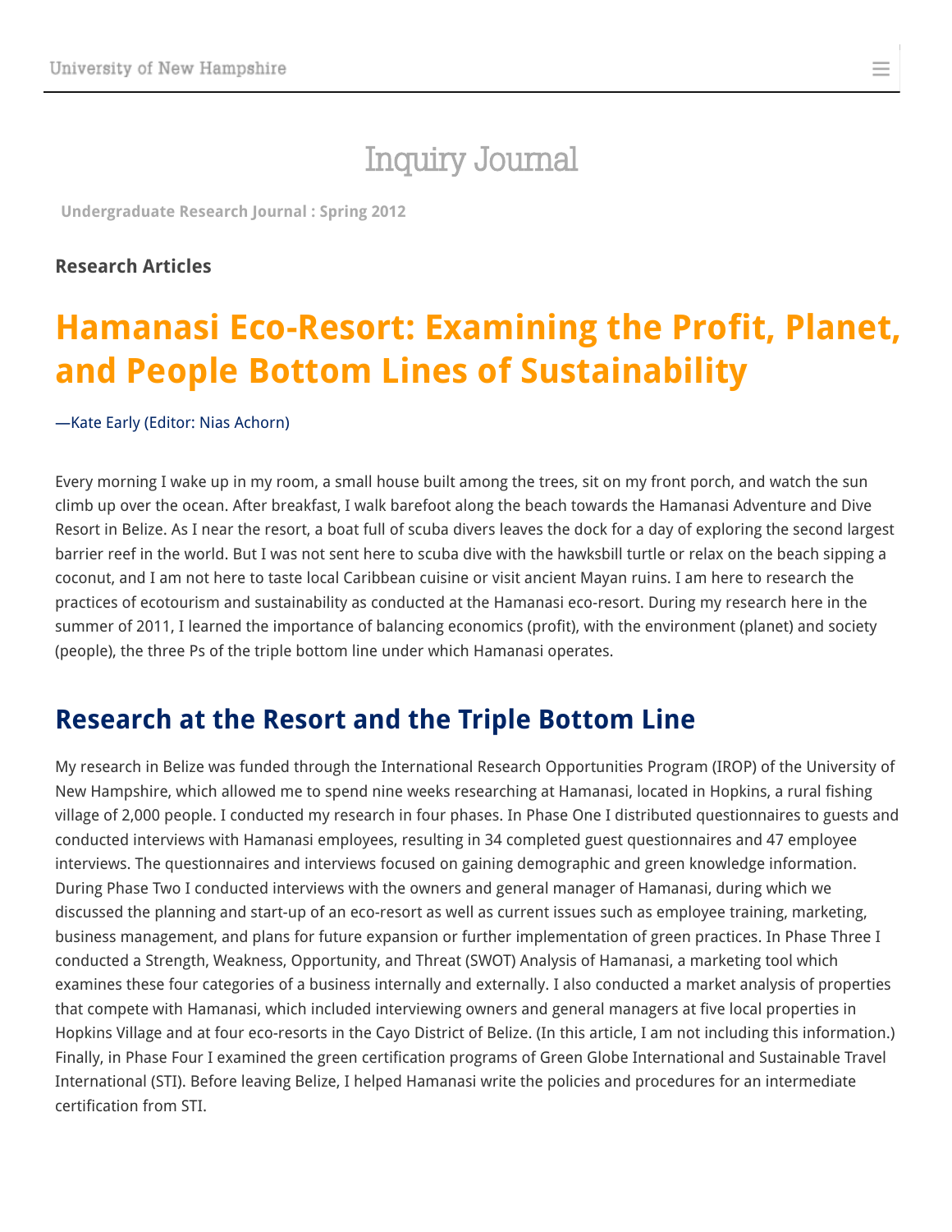Inquiry Journal

**Undergraduate Research Journal : Spring 2012**

**Research Articles**

# Hamanasi Eco-Resort: Examining the Profit, Planet, and People Bottom Lines of Sustainability

—Kate Early (Editor: Nias Achorn)

Every morning I wake up in my room, a small house built among the trees, sit on my front porch, and watch the sun climb up over the ocean. After breakfast, I walk barefoot along the beach towards the Hamanasi Adventure and Dive Resort in Belize. As I near the resort, a boat full of scuba divers leaves the dock for a day of exploring the second largest barrier reef in the world. But I was not sent here to scuba dive with the hawksbill turtle or relax on the beach sipping a coconut, and I am not here to taste local Caribbean cuisine or visit ancient Mayan ruins. I am here to research the practices of ecotourism and sustainability as conducted at the Hamanasi eco-resort. During my research here in the summer of 2011, I learned the importance of balancing economics (profit), with the environment (planet) and society (people), the three Ps of the triple bottom line under which Hamanasi operates.

## Research at the Resort and the Triple Bottom Line

My research in Belize was funded through the International Research Opportunities Program (IROP) of the University of New Hampshire, which allowed me to spend nine weeks researching at Hamanasi, located in Hopkins, a rural fishing village of 2,000 people. I conducted my research in four phases. In Phase One I distributed questionnaires to guests and conducted interviews with Hamanasi employees, resulting in 34 completed guest questionnaires and 47 employee interviews. The questionnaires and interviews focused on gaining demographic and green knowledge information. During Phase Two I conducted interviews with the owners and general manager of Hamanasi, during which we discussed the planning and start-up of an eco-resort as well as current issues such as employee training, marketing, business management, and plans for future expansion or further implementation of green practices. In Phase Three I conducted a Strength, Weakness, Opportunity, and Threat (SWOT) Analysis of Hamanasi, a marketing tool which examines these four categories of a business internally and externally. I also conducted a market analysis of properties that compete with Hamanasi, which included interviewing owners and general managers at five local properties in Hopkins Village and at four eco-resorts in the Cayo District of Belize. (In this article, I am not including this information.) Finally, in Phase Four I examined the green certification programs of Green Globe International and Sustainable Travel International (STI). Before leaving Belize, I helped Hamanasi write the policies and procedures for an intermediate certification from STI.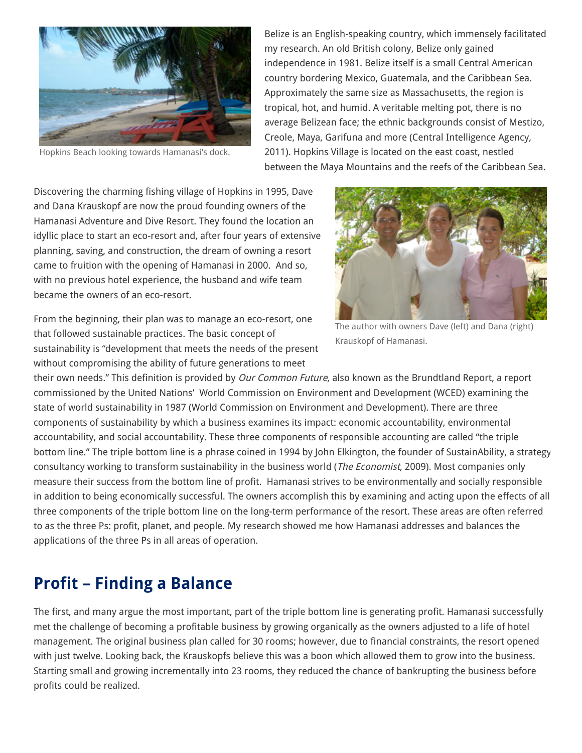Hopkins Beach looking towards Hamanasi's dock.

Belize is an English-speaking country, which immensely facilitated my research. An old British colony, Belize only gained independence in 1981. Belize itself is a small Central American country bordering Mexico, Guatemala, and the Caribbean Sea. Approximately the same size as Massachusetts, the region is tropical, hot, and humid. A veritable melting pot, there is no average Belizean face; the ethnic backgrounds consist of Mestizo, Creole, Maya, Garifuna and more (Central Intelligence Agency, 2011). Hopkins Village is located on the east coast, nestled between the Maya Mountains and the reefs of the Caribbean Sea.

Discovering the charming fishing village of Hopkins in 1995, Dave and Dana Krauskopf are now the proud founding owners of the Hamanasi Adventure and Dive Resort. They found the location an idyllic place to start an eco-resort and, after four years of extensive planning, saving, and construction, the dream of owning a resort came to fruition with the opening of Hamanasi in 2000. And so, with no previous hotel experience, the husband and wife team became the owners of an eco-resort.

The author with owners Dave (left) and Dana (right) Krauskopf of Hamanasi.

From the beginning, their plan was to manage an eco-resort, one that followed sustainable practices. The basic concept of sustainability is "development that meets the needs of the present without compromising the ability of future generations to meet their own needs." This definition is provided by *Our Common Future,* also known as the Brundtland Report, a report commissioned by the United Nations' World Commission on Environment and Development (WCED) examining the state of world sustainability in 1987 (World Commission on Environment and Development). There are three components of sustainability by which a business examines its impact: economic accountability, environmental accountability, and social accountability. These three components of responsible accounting are called "the triple bottom line." The triple bottom line is a phrase coined in 1994 by John Elkington, the founder of SustainAbility, a strategy consultancy working to transform sustainability in the business world (*The Economist*, 2009). Most companies only measure their success from the bottom line of profit. Hamanasi strives to be environmentally and socially responsible in addition to being economically successful. The owners accomplish this by examining and acting upon the effects of all three components of the triple bottom line on the long-term performance of the resort. These areas are often referred to as the three Ps: profit, planet, and people. My research showed me how Hamanasi addresses and balances the applications of the three Ps in all areas of operation.

## Profit – Finding a Balance

The first, and many argue the most important, part of the triple bottom line is generating profit. Hamanasi successfully met the challenge of becoming a profitable business by growing organically as the owners adjusted to a life of hotel management. The original business plan called for 30 rooms; however, due to financial constraints, the resort opened with just twelve. Looking back, the Krauskopfs believe this was a boon which allowed them to grow into the business. Starting small and growing incrementally into 23 rooms, they reduced the chance of bankrupting the business before profits could be realized.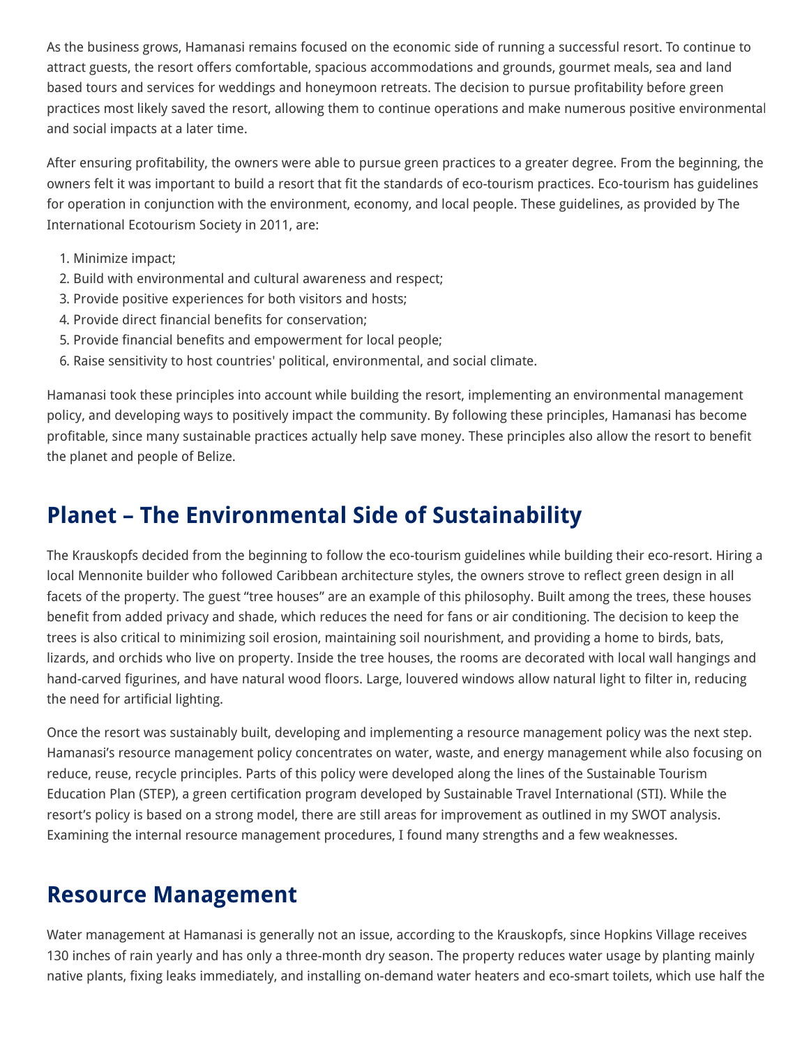As the business grows, Hamanasi remains focused on the economic side of running a successful resort. To continue to attract guests, the resort offers comfortable, spacious accommodations and grounds, gourmet meals, sea and land based tours and services for weddings and honeymoon retreats. The decision to pursue profitability before green practices most likely saved the resort, allowing them to continue operations and make numerous positive environmental and social impacts at a later time.

After ensuring profitability, the owners were able to pursue green practices to a greater degree. From the beginning, the owners felt it was important to build a resort that fit the standards of eco-tourism practices. Eco-tourism has guidelines for operation in conjunction with the environment, economy, and local people. These guidelines, as provided by The International Ecotourism Society in 2011, are:

1. Minimize impact;
2. Build with environmental and cultural awareness and respect;
3. Provide positive experiences for both visitors and hosts;
4. Provide direct financial benefits for conservation;
5. Provide financial benefits and empowerment for local people;
6. Raise sensitivity to host countries' political, environmental, and social climate.

Hamanasi took these principles into account while building the resort, implementing an environmental management policy, and developing ways to positively impact the community. By following these principles, Hamanasi has become profitable, since many sustainable practices actually help save money. These principles also allow the resort to benefit the planet and people of Belize.

## Planet – The Environmental Side of Sustainability

The Krauskopfs decided from the beginning to follow the eco-tourism guidelines while building their eco-resort. Hiring a local Mennonite builder who followed Caribbean architecture styles, the owners strove to reflect green design in all facets of the property. The guest "tree houses" are an example of this philosophy. Built among the trees, these houses benefit from added privacy and shade, which reduces the need for fans or air conditioning. The decision to keep the trees is also critical to minimizing soil erosion, maintaining soil nourishment, and providing a home to birds, bats, lizards, and orchids who live on property. Inside the tree houses, the rooms are decorated with local wall hangings and hand-carved figurines, and have natural wood floors. Large, louvered windows allow natural light to filter in, reducing the need for artificial lighting.

Once the resort was sustainably built, developing and implementing a resource management policy was the next step. Hamanasi's resource management policy concentrates on water, waste, and energy management while also focusing on reduce, reuse, recycle principles. Parts of this policy were developed along the lines of the Sustainable Tourism Education Plan (STEP), a green certification program developed by Sustainable Travel International (STI). While the resort's policy is based on a strong model, there are still areas for improvement as outlined in my SWOT analysis. Examining the internal resource management procedures, I found many strengths and a few weaknesses.

## Resource Management

Water management at Hamanasi is generally not an issue, according to the Krauskopfs, since Hopkins Village receives 130 inches of rain yearly and has only a three-month dry season. The property reduces water usage by planting mainly native plants, fixing leaks immediately, and installing on-demand water heaters and eco-smart toilets, which use half the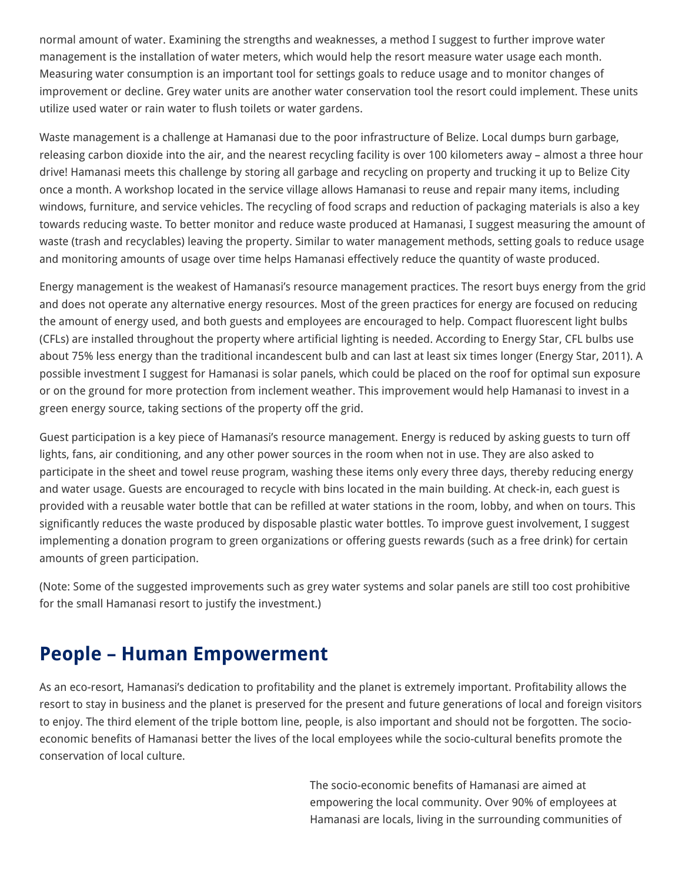normal amount of water. Examining the strengths and weaknesses, a method I suggest to further improve water management is the installation of water meters, which would help the resort measure water usage each month. Measuring water consumption is an important tool for settings goals to reduce usage and to monitor changes of improvement or decline. Grey water units are another water conservation tool the resort could implement. These units utilize used water or rain water to flush toilets or water gardens.

Waste management is a challenge at Hamanasi due to the poor infrastructure of Belize. Local dumps burn garbage, releasing carbon dioxide into the air, and the nearest recycling facility is over 100 kilometers away – almost a three hour drive! Hamanasi meets this challenge by storing all garbage and recycling on property and trucking it up to Belize City once a month. A workshop located in the service village allows Hamanasi to reuse and repair many items, including windows, furniture, and service vehicles. The recycling of food scraps and reduction of packaging materials is also a key towards reducing waste. To better monitor and reduce waste produced at Hamanasi, I suggest measuring the amount of waste (trash and recyclables) leaving the property. Similar to water management methods, setting goals to reduce usage and monitoring amounts of usage over time helps Hamanasi effectively reduce the quantity of waste produced.

Energy management is the weakest of Hamanasi's resource management practices. The resort buys energy from the grid and does not operate any alternative energy resources. Most of the green practices for energy are focused on reducing the amount of energy used, and both guests and employees are encouraged to help. Compact fluorescent light bulbs (CFLs) are installed throughout the property where artificial lighting is needed. According to Energy Star, CFL bulbs use about 75% less energy than the traditional incandescent bulb and can last at least six times longer (Energy Star, 2011). A possible investment I suggest for Hamanasi is solar panels, which could be placed on the roof for optimal sun exposure or on the ground for more protection from inclement weather. This improvement would help Hamanasi to invest in a green energy source, taking sections of the property off the grid.

Guest participation is a key piece of Hamanasi's resource management. Energy is reduced by asking guests to turn off lights, fans, air conditioning, and any other power sources in the room when not in use. They are also asked to participate in the sheet and towel reuse program, washing these items only every three days, thereby reducing energy and water usage. Guests are encouraged to recycle with bins located in the main building. At check-in, each guest is provided with a reusable water bottle that can be refilled at water stations in the room, lobby, and when on tours. This significantly reduces the waste produced by disposable plastic water bottles. To improve guest involvement, I suggest implementing a donation program to green organizations or offering guests rewards (such as a free drink) for certain amounts of green participation.

(Note: Some of the suggested improvements such as grey water systems and solar panels are still too cost prohibitive for the small Hamanasi resort to justify the investment.)

## People – Human Empowerment

As an eco-resort, Hamanasi's dedication to profitability and the planet is extremely important. Profitability allows the resort to stay in business and the planet is preserved for the present and future generations of local and foreign visitors to enjoy. The third element of the triple bottom line, people, is also important and should not be forgotten. The socio-economic benefits of Hamanasi better the lives of the local employees while the socio-cultural benefits promote the conservation of local culture.

The socio-economic benefits of Hamanasi are aimed at empowering the local community. Over 90% of employees at Hamanasi are locals, living in the surrounding communities of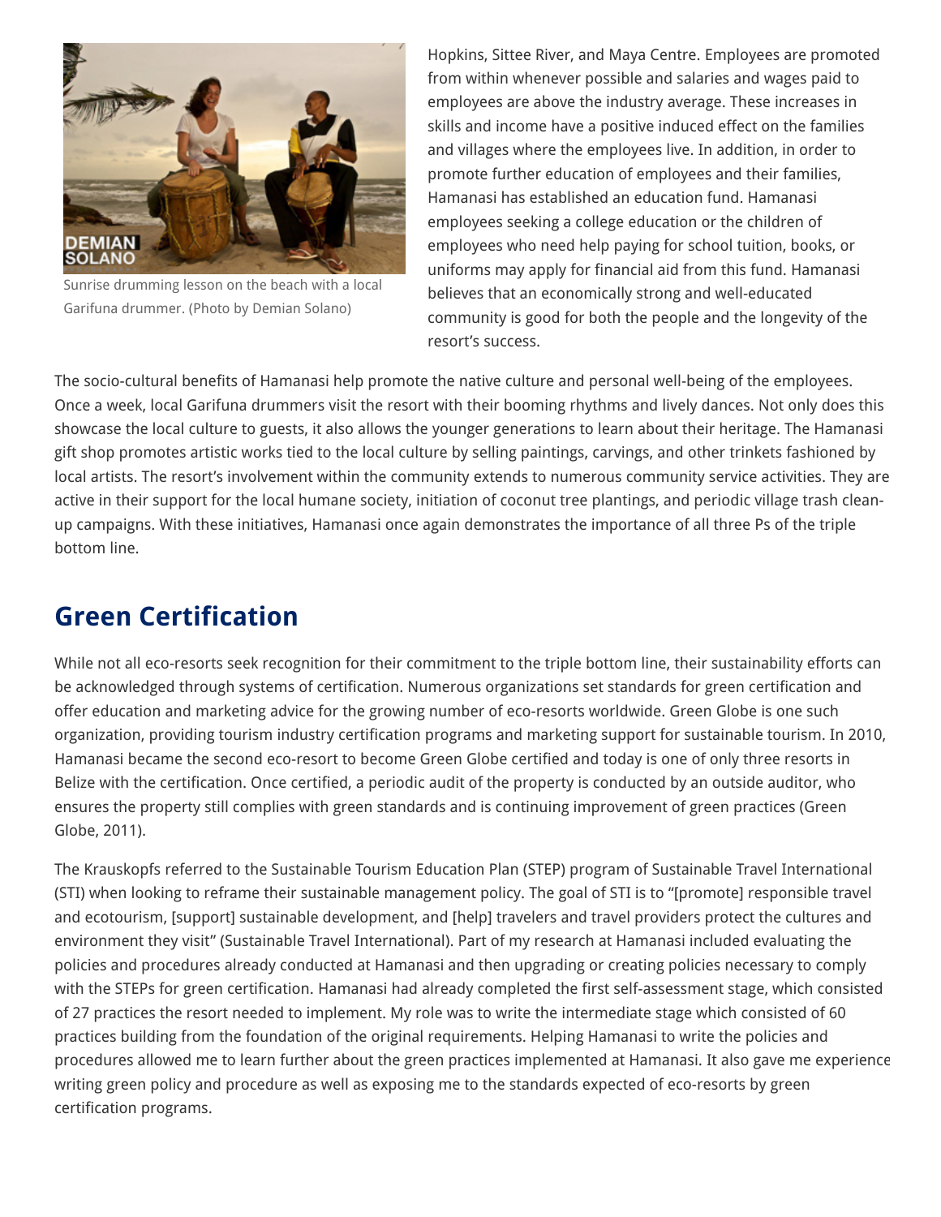Sunrise drumming lesson on the beach with a local Garifuna drummer. (Photo by Demian Solano)

Hopkins, Sittee River, and Maya Centre. Employees are promoted from within whenever possible and salaries and wages paid to employees are above the industry average. These increases in skills and income have a positive induced effect on the families and villages where the employees live. In addition, in order to promote further education of employees and their families, Hamanasi has established an education fund. Hamanasi employees seeking a college education or the children of employees who need help paying for school tuition, books, or uniforms may apply for financial aid from this fund. Hamanasi believes that an economically strong and well-educated community is good for both the people and the longevity of the resort's success.

The socio-cultural benefits of Hamanasi help promote the native culture and personal well-being of the employees. Once a week, local Garifuna drummers visit the resort with their booming rhythms and lively dances. Not only does this showcase the local culture to guests, it also allows the younger generations to learn about their heritage. The Hamanasi gift shop promotes artistic works tied to the local culture by selling paintings, carvings, and other trinkets fashioned by local artists. The resort's involvement within the community extends to numerous community service activities. They are active in their support for the local humane society, initiation of coconut tree plantings, and periodic village trash clean-up campaigns. With these initiatives, Hamanasi once again demonstrates the importance of all three Ps of the triple bottom line.

## Green Certification

While not all eco-resorts seek recognition for their commitment to the triple bottom line, their sustainability efforts can be acknowledged through systems of certification. Numerous organizations set standards for green certification and offer education and marketing advice for the growing number of eco-resorts worldwide. Green Globe is one such organization, providing tourism industry certification programs and marketing support for sustainable tourism. In 2010, Hamanasi became the second eco-resort to become Green Globe certified and today is one of only three resorts in Belize with the certification. Once certified, a periodic audit of the property is conducted by an outside auditor, who ensures the property still complies with green standards and is continuing improvement of green practices (Green Globe, 2011).

The Krauskopfs referred to the Sustainable Tourism Education Plan (STEP) program of Sustainable Travel International (STI) when looking to reframe their sustainable management policy. The goal of STI is to "[promote] responsible travel and ecotourism, [support] sustainable development, and [help] travelers and travel providers protect the cultures and environment they visit" (Sustainable Travel International). Part of my research at Hamanasi included evaluating the policies and procedures already conducted at Hamanasi and then upgrading or creating policies necessary to comply with the STEPs for green certification. Hamanasi had already completed the first self-assessment stage, which consisted of 27 practices the resort needed to implement. My role was to write the intermediate stage which consisted of 60 practices building from the foundation of the original requirements. Helping Hamanasi to write the policies and procedures allowed me to learn further about the green practices implemented at Hamanasi. It also gave me experience writing green policy and procedure as well as exposing me to the standards expected of eco-resorts by green certification programs.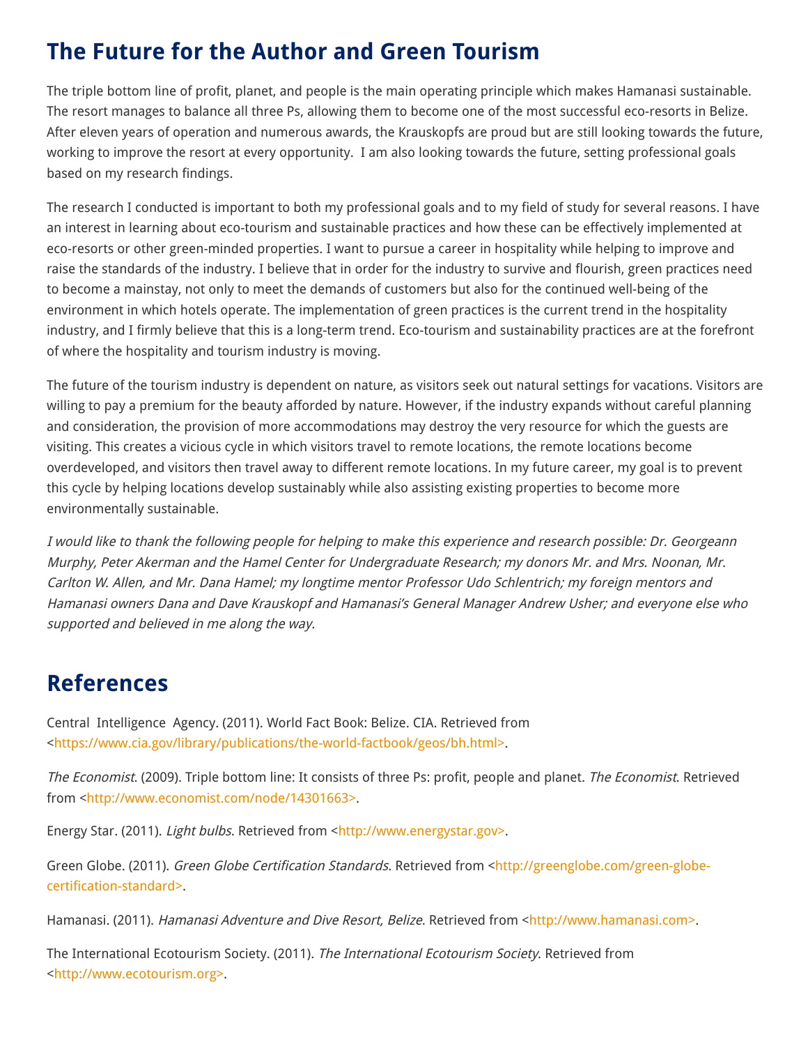## The Future for the Author and Green Tourism

The triple bottom line of profit, planet, and people is the main operating principle which makes Hamanasi sustainable. The resort manages to balance all three Ps, allowing them to become one of the most successful eco-resorts in Belize. After eleven years of operation and numerous awards, the Krauskopfs are proud but are still looking towards the future, working to improve the resort at every opportunity. I am also looking towards the future, setting professional goals based on my research findings.

The research I conducted is important to both my professional goals and to my field of study for several reasons. I have an interest in learning about eco-tourism and sustainable practices and how these can be effectively implemented at eco-resorts or other green-minded properties. I want to pursue a career in hospitality while helping to improve and raise the standards of the industry. I believe that in order for the industry to survive and flourish, green practices need to become a mainstay, not only to meet the demands of customers but also for the continued well-being of the environment in which hotels operate. The implementation of green practices is the current trend in the hospitality industry, and I firmly believe that this is a long-term trend. Eco-tourism and sustainability practices are at the forefront of where the hospitality and tourism industry is moving.

The future of the tourism industry is dependent on nature, as visitors seek out natural settings for vacations. Visitors are willing to pay a premium for the beauty afforded by nature. However, if the industry expands without careful planning and consideration, the provision of more accommodations may destroy the very resource for which the guests are visiting. This creates a vicious cycle in which visitors travel to remote locations, the remote locations become overdeveloped, and visitors then travel away to different remote locations. In my future career, my goal is to prevent this cycle by helping locations develop sustainably while also assisting existing properties to become more environmentally sustainable.

*I would like to thank the following people for helping to make this experience and research possible: Dr. Georgeann Murphy, Peter Akerman and the Hamel Center for Undergraduate Research; my donors Mr. and Mrs. Noonan, Mr. Carlton W. Allen, and Mr. Dana Hamel; my longtime mentor Professor Udo Schlentrich; my foreign mentors and Hamanasi owners Dana and Dave Krauskopf and Hamanasi's General Manager Andrew Usher; and everyone else who supported and believed in me along the way.*

## References

Central Intelligence Agency. (2011). World Fact Book: Belize. CIA. Retrieved from <https://www.cia.gov/library/publications/the-world-factbook/geos/bh.html>.

*The Economist*. (2009). Triple bottom line: It consists of three Ps: profit, people and planet. *The Economist*. Retrieved from <http://www.economist.com/node/14301663>.

Energy Star. (2011). *Light bulbs*. Retrieved from <http://www.energystar.gov>.

Green Globe. (2011). *Green Globe Certification Standards*. Retrieved from <http://greenglobe.com/green-globe-certification-standard>.

Hamanasi. (2011). *Hamanasi Adventure and Dive Resort, Belize*. Retrieved from <http://www.hamanasi.com>.

The International Ecotourism Society. (2011). *The International Ecotourism Society*. Retrieved from <http://www.ecotourism.org>.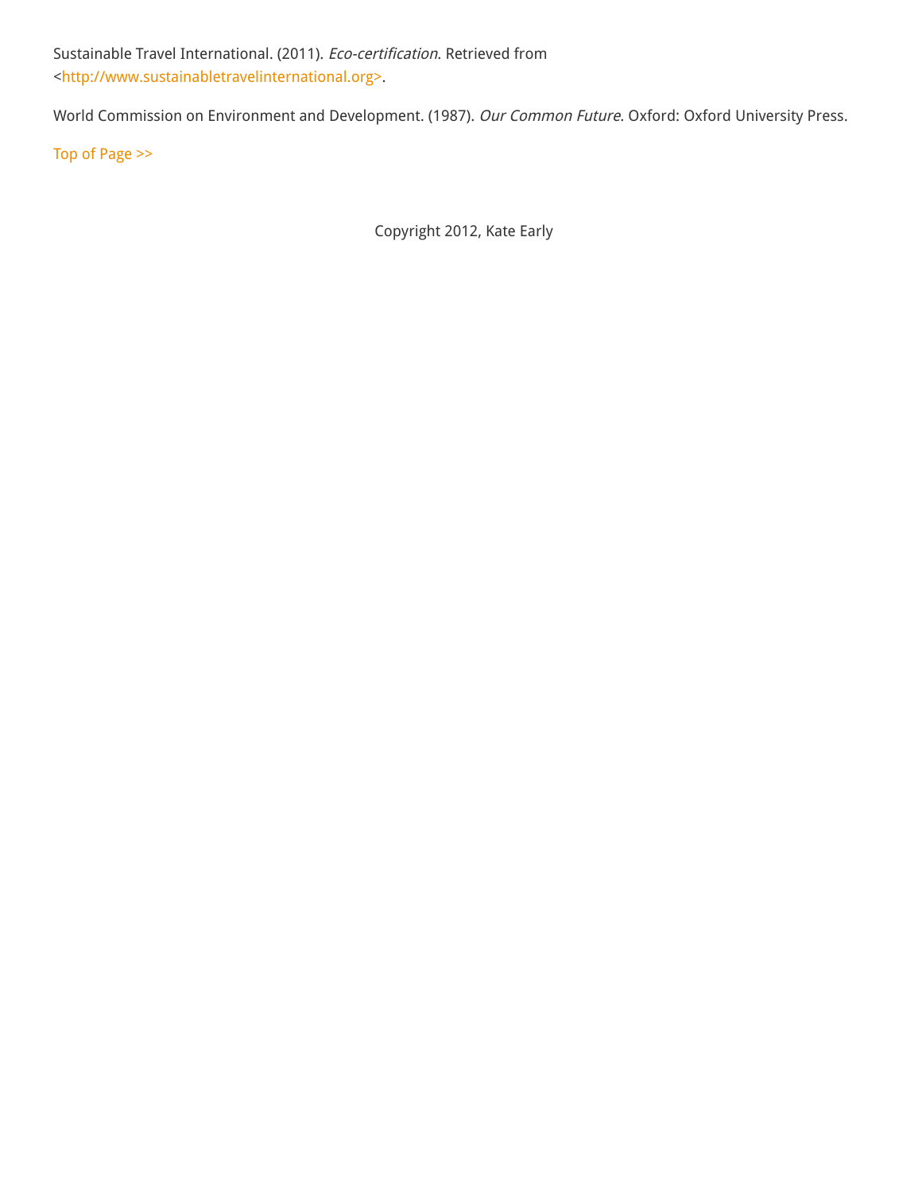Sustainable Travel International. (2011). *Eco-certification*. Retrieved from <http://www.sustainabletravelinternational.org>.

World Commission on Environment and Development. (1987). *Our Common Future*. Oxford: Oxford University Press.

Top of Page >>

Copyright 2012, Kate Early